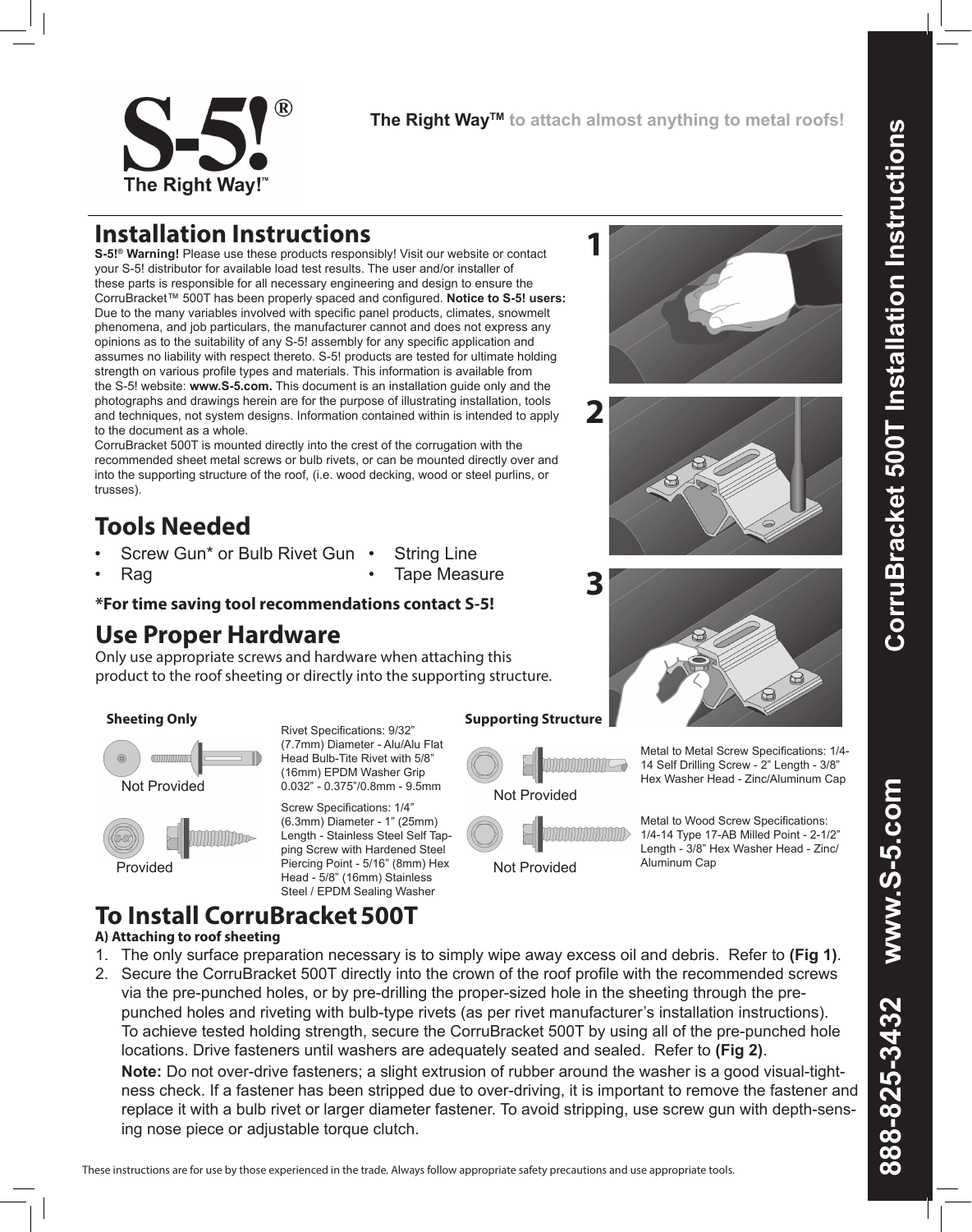S-5!® The Right Way!™

**The Right Way™ to attach almost anything to metal roofs!**

# Installation Instructions

**S-5!® Warning!** Please use these products responsibly! Visit our website or contact your S-5! distributor for available load test results. The user and/or installer of these parts is responsible for all necessary engineering and design to ensure the CorruBracket™ 500T has been properly spaced and configured. **Notice to S-5! users:** Due to the many variables involved with specific panel products, climates, snowmelt phenomena, and job particulars, the manufacturer cannot and does not express any opinions as to the suitability of any S-5! assembly for any specific application and assumes no liability with respect thereto. S-5! products are tested for ultimate holding strength on various profile types and materials. This information is available from the S-5! website: **www.S-5.com.** This document is an installation guide only and the photographs and drawings herein are for the purpose of illustrating installation, tools and techniques, not system designs. Information contained within is intended to apply to the document as a whole.

CorruBracket 500T is mounted directly into the crest of the corrugation with the recommended sheet metal screws or bulb rivets, or can be mounted directly over and into the supporting structure of the roof, (i.e. wood decking, wood or steel purlins, or trusses).

1

2

3

## Tools Needed

- Screw Gun* or Bulb Rivet Gun
- Rag
- String Line
- Tape Measure

**\*For time saving tool recommendations contact S-5!**

## Use Proper Hardware

Only use appropriate screws and hardware when attaching this product to the roof sheeting or directly into the supporting structure.

**Sheeting Only**

Not Provided

Rivet Specifications: 9/32” (7.7mm) Diameter - Alu/Alu Flat Head Bulb-Tite Rivet with 5/8” (16mm) EPDM Washer Grip 0.032” - 0.375”/0.8mm - 9.5mm

Provided

Screw Specifications: 1/4” (6.3mm) Diameter - 1” (25mm) Length - Stainless Steel Self Tapping Screw with Hardened Steel Piercing Point - 5/16” (8mm) Hex Head - 5/8” (16mm) Stainless Steel / EPDM Sealing Washer

**Supporting Structure**

Not Provided

Metal to Metal Screw Specifications: 1/4-14 Self Drilling Screw - 2” Length - 3/8” Hex Washer Head - Zinc/Aluminum Cap

Not Provided

Metal to Wood Screw Specifications: 1/4-14 Type 17-AB Milled Point - 2-1/2” Length - 3/8” Hex Washer Head - Zinc/Aluminum Cap

## To Install CorruBracket 500T

**A) Attaching to roof sheeting**

1. The only surface preparation necessary is to simply wipe away excess oil and debris. Refer to **(Fig 1)**.
2. Secure the CorruBracket 500T directly into the crown of the roof profile with the recommended screws via the pre-punched holes, or by pre-drilling the proper-sized hole in the sheeting through the pre-punched holes and riveting with bulb-type rivets (as per rivet manufacturer’s installation instructions). To achieve tested holding strength, secure the CorruBracket 500T by using all of the pre-punched hole locations. Drive fasteners until washers are adequately seated and sealed. Refer to **(Fig 2)**.

   **Note:** Do not over-drive fasteners; a slight extrusion of rubber around the washer is a good visual-tightness check. If a fastener has been stripped due to over-driving, it is important to remove the fastener and replace it with a bulb rivet or larger diameter fastener. To avoid stripping, use screw gun with depth-sensing nose piece or adjustable torque clutch.

These instructions are for use by those experienced in the trade. Always follow appropriate safety precautions and use appropriate tools.

CorruBracket 500T Installation Instructions

888-825-3432 www.S-5.com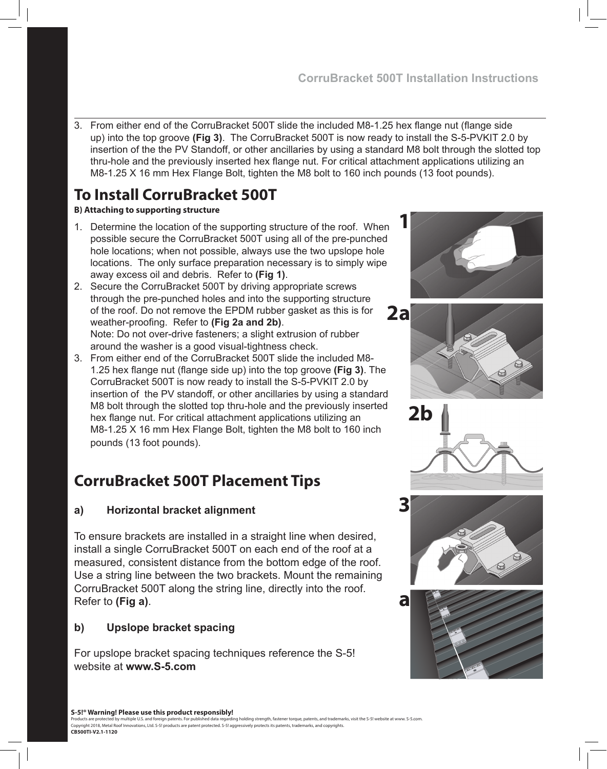3. From either end of the CorruBracket 500T slide the included M8-1.25 hex flange nut (flange side up) into the top groove **(Fig 3)**. The CorruBracket 500T is now ready to install the S-5-PVKIT 2.0 by insertion of the the PV Standoff, or other ancillaries by using a standard M8 bolt through the slotted top thru-hole and the previously inserted hex flange nut. For critical attachment applications utilizing an M8-1.25 X 16 mm Hex Flange Bolt, tighten the M8 bolt to 160 inch pounds (13 foot pounds).

# To Install CorruBracket 500T

**B) Attaching to supporting structure**

1. Determine the location of the supporting structure of the roof. When possible secure the CorruBracket 500T using all of the pre-punched hole locations; when not possible, always use the two upslope hole locations. The only surface preparation necessary is to simply wipe away excess oil and debris. Refer to **(Fig 1)**.
2. Secure the CorruBracket 500T by driving appropriate screws through the pre-punched holes and into the supporting structure of the roof. Do not remove the EPDM rubber gasket as this is for weather-proofing. Refer to **(Fig 2a and 2b)**.
   Note: Do not over-drive fasteners; a slight extrusion of rubber around the washer is a good visual-tightness check.
3. From either end of the CorruBracket 500T slide the included M8-1.25 hex flange nut (flange side up) into the top groove **(Fig 3)**. The CorruBracket 500T is now ready to install the S-5-PVKIT 2.0 by insertion of the PV standoff, or other ancillaries by using a standard M8 bolt through the slotted top thru-hole and the previously inserted hex flange nut. For critical attachment applications utilizing an M8-1.25 X 16 mm Hex Flange Bolt, tighten the M8 bolt to 160 inch pounds (13 foot pounds).

1

2a

2b

3

a

# CorruBracket 500T Placement Tips

**a) Horizontal bracket alignment**

To ensure brackets are installed in a straight line when desired, install a single CorruBracket 500T on each end of the roof at a measured, consistent distance from the bottom edge of the roof. Use a string line between the two brackets. Mount the remaining CorruBracket 500T along the string line, directly into the roof. Refer to **(Fig a)**.

**b) Upslope bracket spacing**

For upslope bracket spacing techniques reference the S-5! website at **www.S-5.com**

**S-5!® Warning! Please use this product responsibly!**
Products are protected by multiple U.S. and foreign patents. For published data regarding holding strength, fastener torque, patents, and trademarks, visit the S-5! website at www. S-5.com.
Copyright 2018, Metal Roof Innovations, Ltd. S-5! products are patent protected. S-5! aggressively protects its patents, trademarks, and copyrights.
**CB500TI-V2.1-1120**